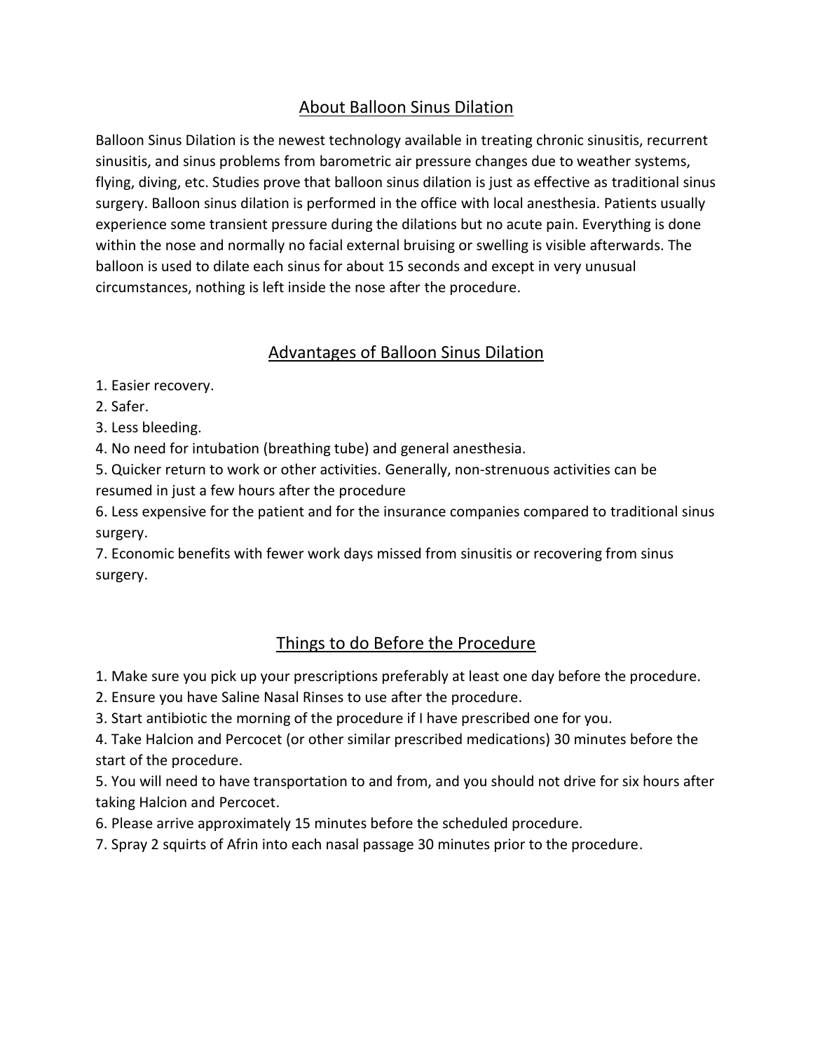## About Balloon Sinus Dilation

Balloon Sinus Dilation is the newest technology available in treating chronic sinusitis, recurrent sinusitis, and sinus problems from barometric air pressure changes due to weather systems, flying, diving, etc. Studies prove that balloon sinus dilation is just as effective as traditional sinus surgery. Balloon sinus dilation is performed in the office with local anesthesia. Patients usually experience some transient pressure during the dilations but no acute pain. Everything is done within the nose and normally no facial external bruising or swelling is visible afterwards. The balloon is used to dilate each sinus for about 15 seconds and except in very unusual circumstances, nothing is left inside the nose after the procedure.

## Advantages of Balloon Sinus Dilation

1. Easier recovery.
2. Safer.
3. Less bleeding.
4. No need for intubation (breathing tube) and general anesthesia.
5. Quicker return to work or other activities. Generally, non-strenuous activities can be resumed in just a few hours after the procedure
6. Less expensive for the patient and for the insurance companies compared to traditional sinus surgery.
7. Economic benefits with fewer work days missed from sinusitis or recovering from sinus surgery.

## Things to do Before the Procedure

1. Make sure you pick up your prescriptions preferably at least one day before the procedure.
2. Ensure you have Saline Nasal Rinses to use after the procedure.
3. Start antibiotic the morning of the procedure if I have prescribed one for you.
4. Take Halcion and Percocet (or other similar prescribed medications) 30 minutes before the start of the procedure.
5. You will need to have transportation to and from, and you should not drive for six hours after taking Halcion and Percocet.
6. Please arrive approximately 15 minutes before the scheduled procedure.
7. Spray 2 squirts of Afrin into each nasal passage 30 minutes prior to the procedure.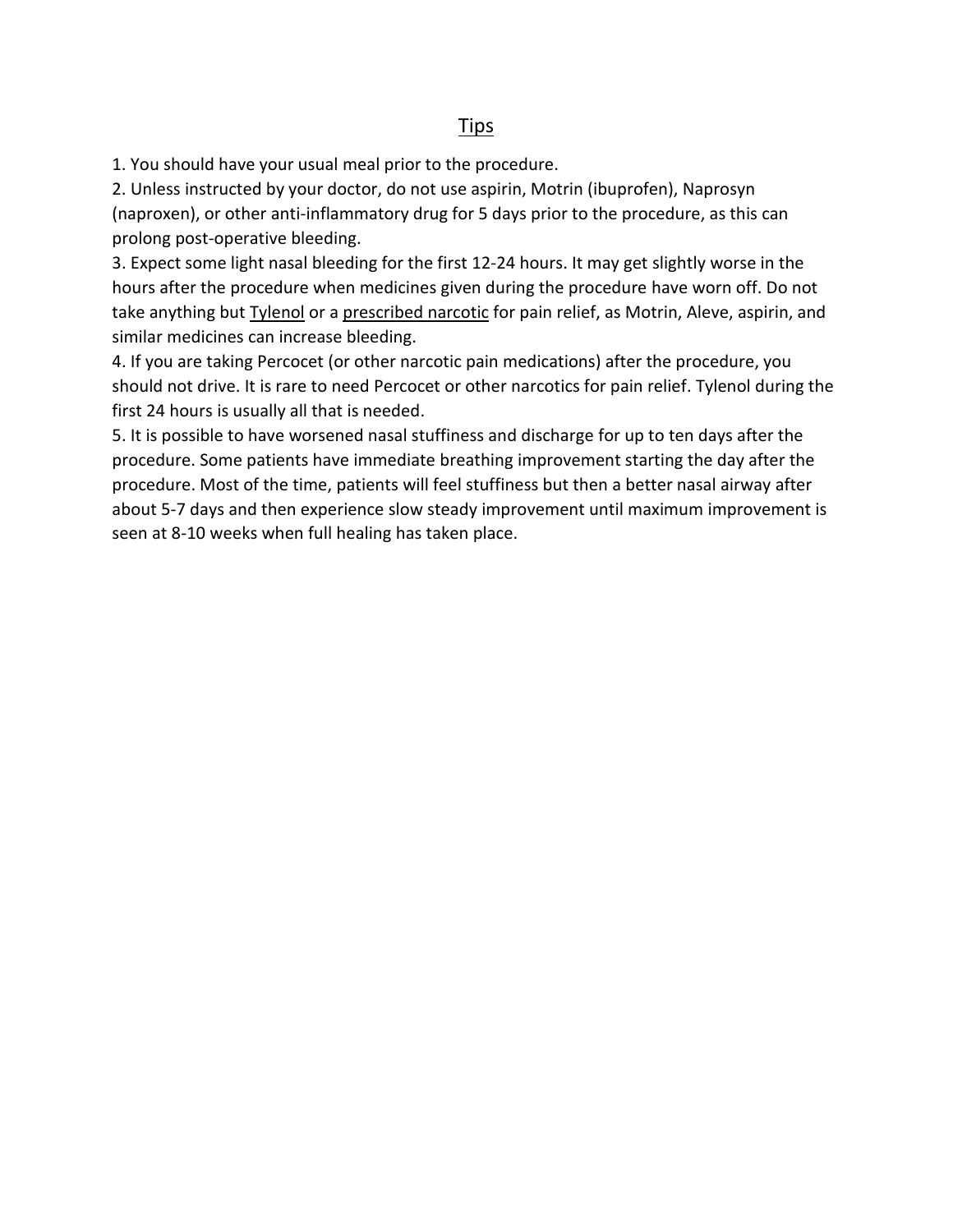## Tips

1. You should have your usual meal prior to the procedure.
2. Unless instructed by your doctor, do not use aspirin, Motrin (ibuprofen), Naprosyn (naproxen), or other anti-inflammatory drug for 5 days prior to the procedure, as this can prolong post-operative bleeding.
3. Expect some light nasal bleeding for the first 12-24 hours. It may get slightly worse in the hours after the procedure when medicines given during the procedure have worn off. Do not take anything but <u>Tylenol</u> or a <u>prescribed narcotic</u> for pain relief, as Motrin, Aleve, aspirin, and similar medicines can increase bleeding.
4. If you are taking Percocet (or other narcotic pain medications) after the procedure, you should not drive. It is rare to need Percocet or other narcotics for pain relief. Tylenol during the first 24 hours is usually all that is needed.
5. It is possible to have worsened nasal stuffiness and discharge for up to ten days after the procedure. Some patients have immediate breathing improvement starting the day after the procedure. Most of the time, patients will feel stuffiness but then a better nasal airway after about 5-7 days and then experience slow steady improvement until maximum improvement is seen at 8-10 weeks when full healing has taken place.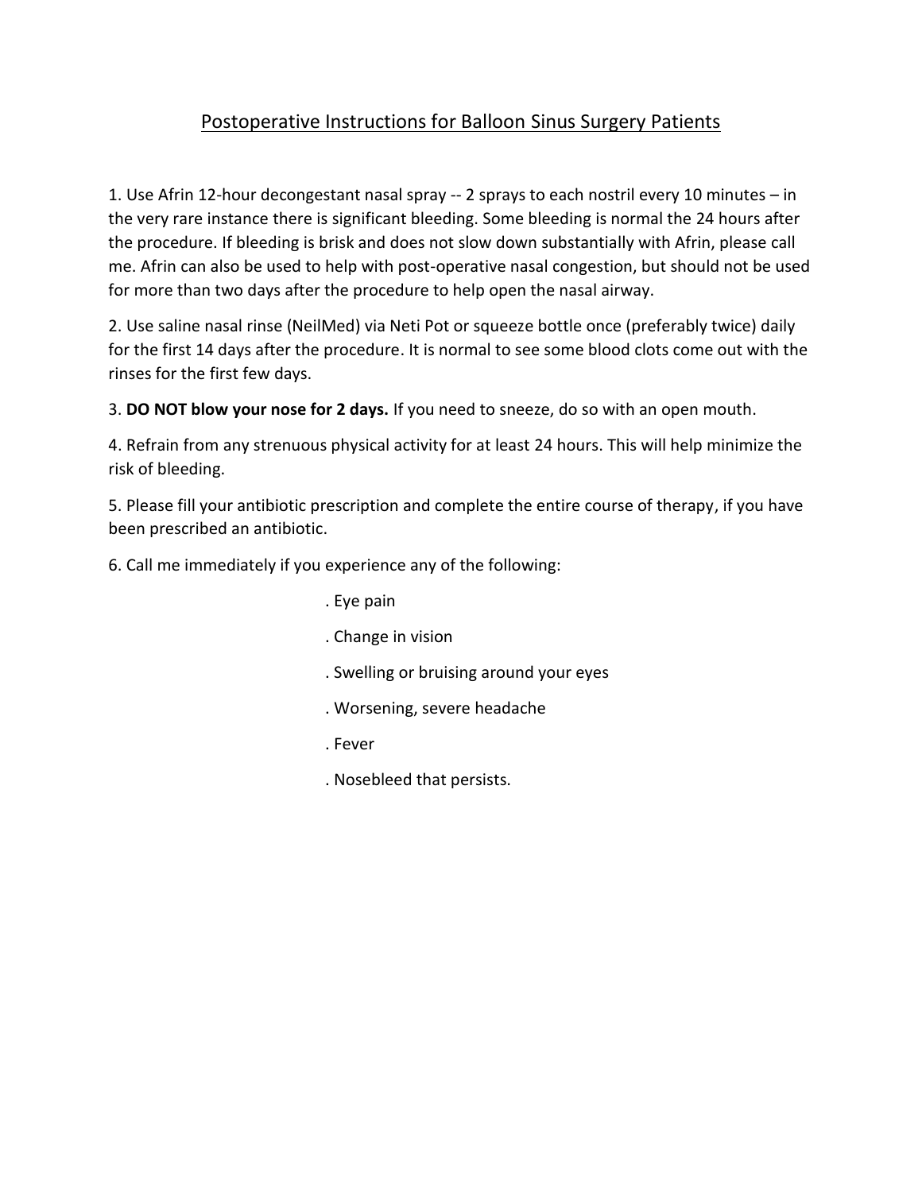## Postoperative Instructions for Balloon Sinus Surgery Patients

1. Use Afrin 12-hour decongestant nasal spray -- 2 sprays to each nostril every 10 minutes – in the very rare instance there is significant bleeding. Some bleeding is normal the 24 hours after the procedure. If bleeding is brisk and does not slow down substantially with Afrin, please call me. Afrin can also be used to help with post-operative nasal congestion, but should not be used for more than two days after the procedure to help open the nasal airway.

2. Use saline nasal rinse (NeilMed) via Neti Pot or squeeze bottle once (preferably twice) daily for the first 14 days after the procedure. It is normal to see some blood clots come out with the rinses for the first few days.

3. **DO NOT blow your nose for 2 days.** If you need to sneeze, do so with an open mouth.

4. Refrain from any strenuous physical activity for at least 24 hours. This will help minimize the risk of bleeding.

5. Please fill your antibiotic prescription and complete the entire course of therapy, if you have been prescribed an antibiotic.

6. Call me immediately if you experience any of the following:

   - Eye pain
   - Change in vision
   - Swelling or bruising around your eyes
   - Worsening, severe headache
   - Fever
   - Nosebleed that persists.